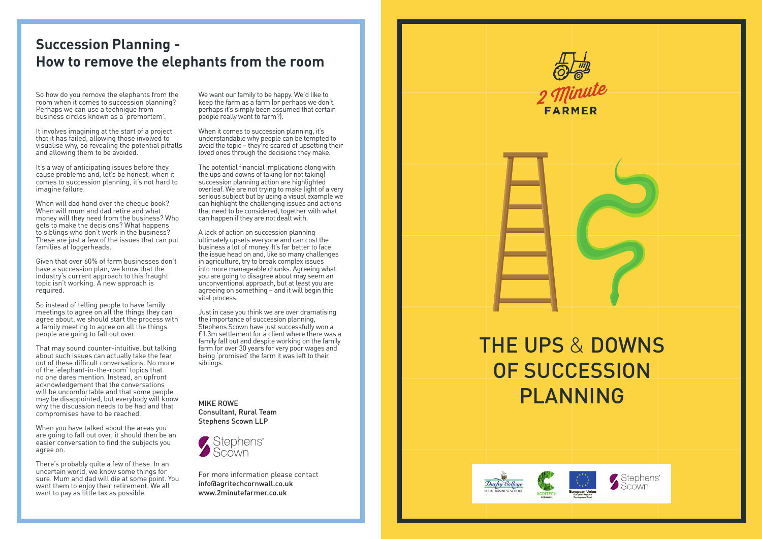## Succession Planning - How to remove the elephants from the room

So how do you remove the elephants from the room when it comes to succession planning? Perhaps we can use a technique from business circles known as a 'premortem'.

It involves imagining at the start of a project that it has failed, allowing those involved to visualise why, so revealing the potential pitfalls and allowing them to be avoided.

It's a way of anticipating issues before they cause problems and, let's be honest, when it comes to succession planning, it's not hard to imagine failure.

When will dad hand over the cheque book? When will mum and dad retire and what money will they need from the business? Who gets to make the decisions? What happens to siblings who don't work in the business? These are just a few of the issues that can put families at loggerheads.

Given that over 60% of farm businesses don't have a succession plan, we know that the industry's current approach to this fraught topic isn't working. A new approach is required.

So instead of telling people to have family meetings to agree on all the things they can agree about, we should start the process with a family meeting to agree on all the things people are going to fall out over.

That may sound counter-intuitive, but talking about such issues can actually take the fear out of these difficult conversations. No more of the 'elephant-in-the-room' topics that no one dares mention. Instead, an upfront acknowledgement that the conversations will be uncomfortable and that some people may be disappointed, but everybody will know why the discussion needs to be had and that compromises have to be reached.

When you have talked about the areas you are going to fall out over, it should then be an easier conversation to find the subjects you agree on.

There's probably quite a few of these. In an uncertain world, we know some things for sure. Mum and dad will die at some point. You want them to enjoy their retirement. We all want to pay as little tax as possible.

We want our family to be happy. We'd like to keep the farm as a farm (or perhaps we don't, perhaps it's simply been assumed that certain people really want to farm?).

When it comes to succession planning, it's understandable why people can be tempted to avoid the topic – they're scared of upsetting their loved ones through the decisions they make.

The potential financial implications along with the ups and downs of taking (or not taking) succession planning action are highlighted overleaf. We are not trying to make light of a very serious subject but by using a visual example we can highlight the challenging issues and actions that need to be considered, together with what can happen if they are not dealt with.

A lack of action on succession planning ultimately upsets everyone and can cost the business a lot of money. It's far better to face the issue head on and, like so many challenges in agriculture, try to break complex issues into more manageable chunks. Agreeing what you are going to disagree about may seem an unconventional approach, but at least you are agreeing on something – and it will begin this vital process.

Just in case you think we are over dramatising the importance of succession planning, Stephens Scown have just successfully won a £1.3m settlement for a client where there was a family fall out and despite working on the family farm for over 30 years for very poor wages and being 'promised' the farm it was left to their siblings.

MIKE ROWE
Consultant, Rural Team
Stephens Scown LLP

Stephens Scown

For more information please contact
info@agritechcornwall.co.uk
www.2minutefarmer.co.uk

2 Minute FARMER

# THE UPS & DOWNS OF SUCCESSION PLANNING

Duchy College Rural Business School | Agritech Cornwall | European Union European Regional Development Fund | Stephens Scown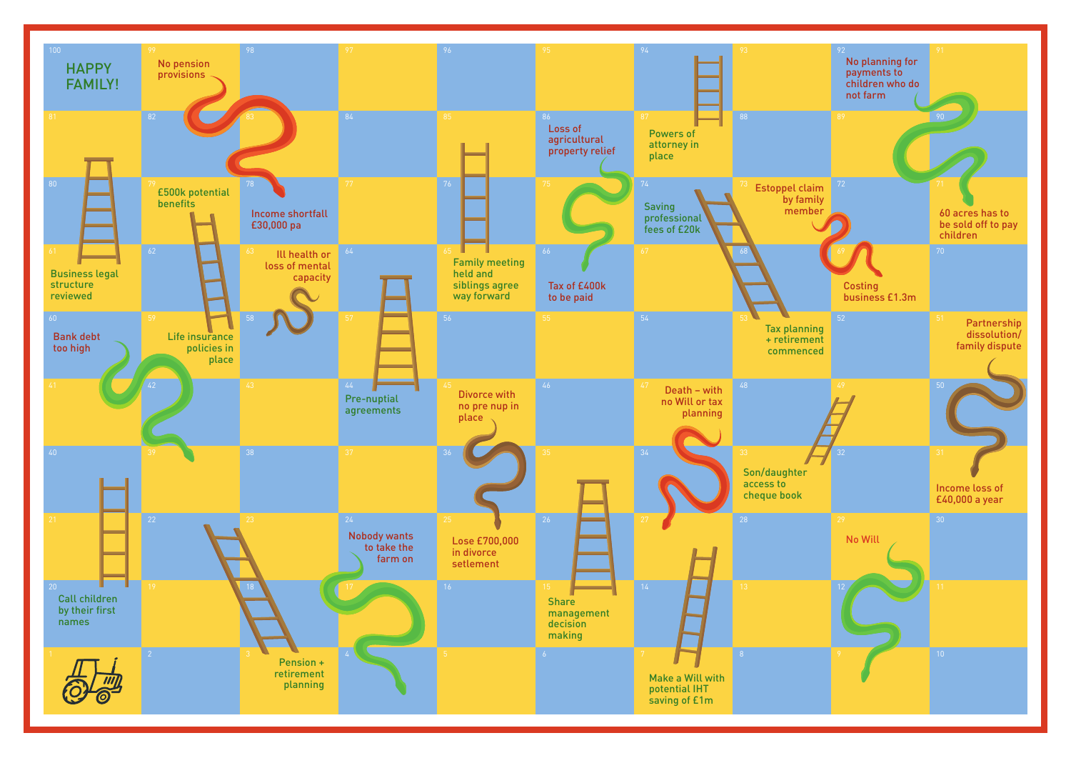HAPPY FAMILY!

No pension provisions

No planning for payments to children who do not farm

Loss of agricultural property relief

Powers of attorney in place

£500k potential benefits

Income shortfall £30,000 pa

Saving professional fees of £20k

Estoppel claim by family member

60 acres has to be sold off to pay children

Business legal structure reviewed

Ill health or loss of mental capacity

Family meeting held and siblings agree way forward

Tax of £400k to be paid

Costing business £1.3m

Bank debt too high

Life insurance policies in place

Tax planning + retirement commenced

Partnership dissolution/ family dispute

Pre-nuptial agreements

Divorce with no pre nup in place

Death – with no Will or tax planning

Son/daughter access to cheque book

Income loss of £40,000 a year

Nobody wants to take the farm on

Lose £700,000 in divorce setlement

No Will

Call children by their first names

Share management decision making

Pension + retirement planning

Make a Will with potential IHT saving of £1m